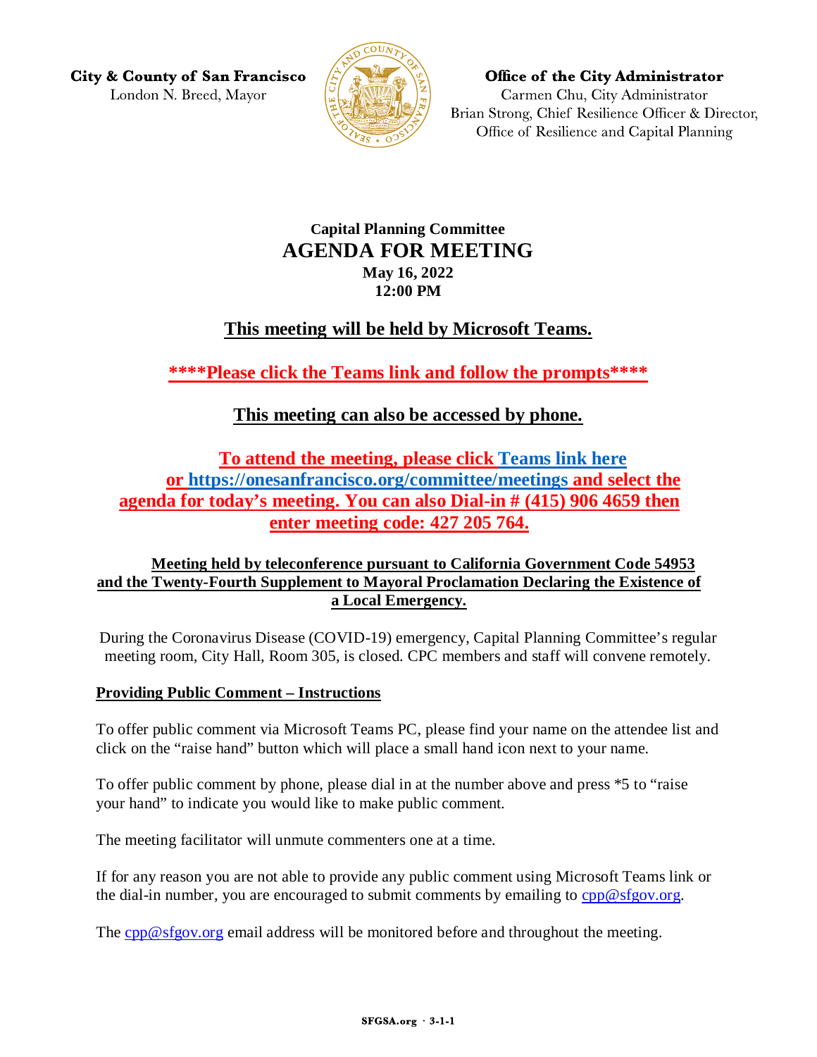City & County of San Francisco
London N. Breed, Mayor

Office of the City Administrator
Carmen Chu, City Administrator
Brian Strong, Chief Resilience Officer & Director,
Office of Resilience and Capital Planning

**Capital Planning Committee**

# AGENDA FOR MEETING

**May 16, 2022**
**12:00 PM**

## This meeting will be held by Microsoft Teams.

**\*\*\*\*Please click the Teams link and follow the prompts\*\*\*\***

## This meeting can also be accessed by phone.

**To attend the meeting, please click Teams link here or https://onesanfrancisco.org/committee/meetings and select the agenda for today's meeting. You can also Dial-in # (415) 906 4659 then enter meeting code: 427 205 764.**

**Meeting held by teleconference pursuant to California Government Code 54953 and the Twenty-Fourth Supplement to Mayoral Proclamation Declaring the Existence of a Local Emergency.**

During the Coronavirus Disease (COVID-19) emergency, Capital Planning Committee's regular meeting room, City Hall, Room 305, is closed. CPC members and staff will convene remotely.

### Providing Public Comment – Instructions

To offer public comment via Microsoft Teams PC, please find your name on the attendee list and click on the "raise hand" button which will place a small hand icon next to your name.

To offer public comment by phone, please dial in at the number above and press *5 to "raise your hand" to indicate you would like to make public comment.

The meeting facilitator will unmute commenters one at a time.

If for any reason you are not able to provide any public comment using Microsoft Teams link or the dial-in number, you are encouraged to submit comments by emailing to cpp@sfgov.org.

The cpp@sfgov.org email address will be monitored before and throughout the meeting.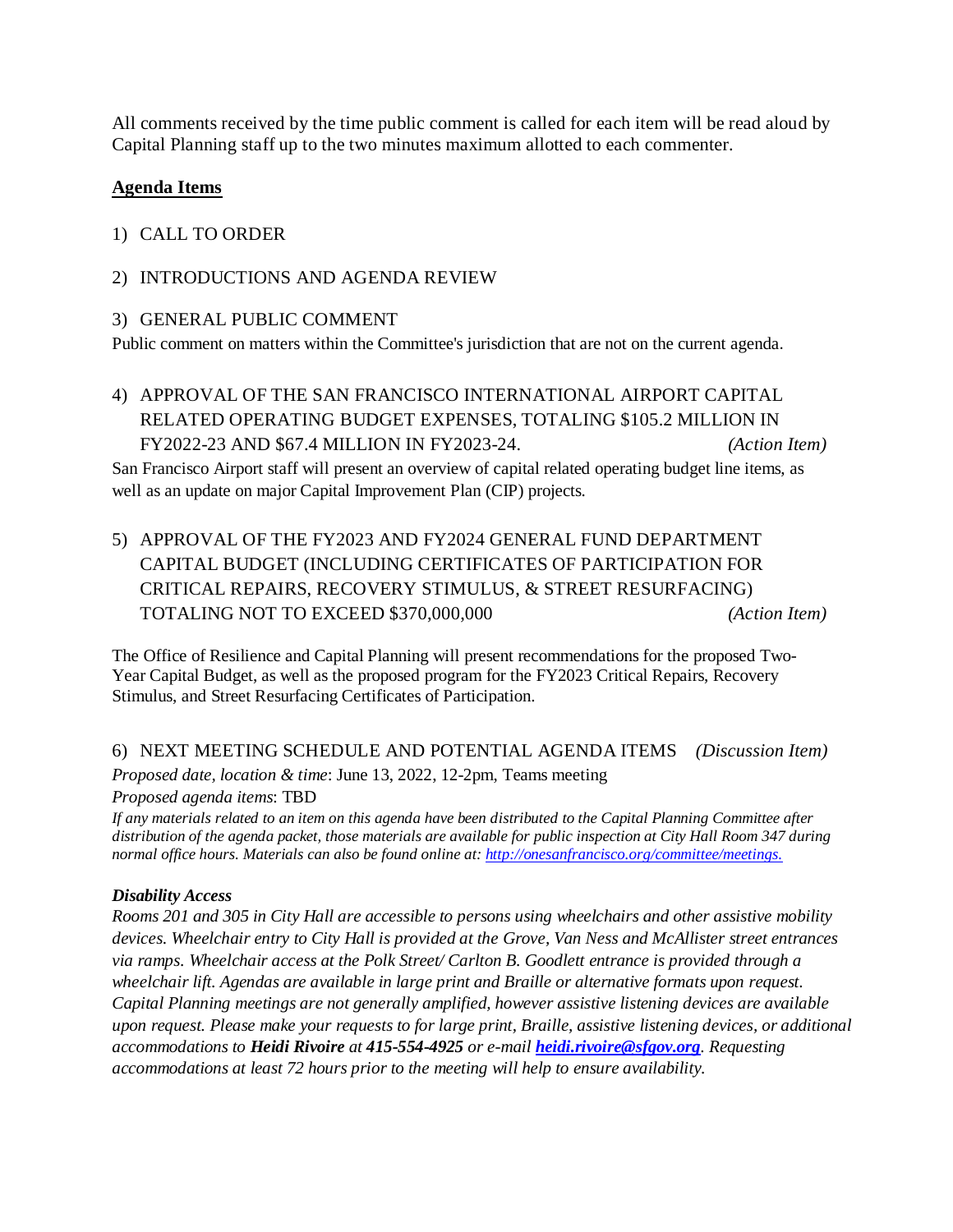All comments received by the time public comment is called for each item will be read aloud by Capital Planning staff up to the two minutes maximum allotted to each commenter.

## Agenda Items

1) CALL TO ORDER

2) INTRODUCTIONS AND AGENDA REVIEW

3) GENERAL PUBLIC COMMENT

Public comment on matters within the Committee's jurisdiction that are not on the current agenda.

4) APPROVAL OF THE SAN FRANCISCO INTERNATIONAL AIRPORT CAPITAL RELATED OPERATING BUDGET EXPENSES, TOTALING $105.2 MILLION IN FY2022-23 AND $67.4 MILLION IN FY2023-24. *(Action Item)*

San Francisco Airport staff will present an overview of capital related operating budget line items, as well as an update on major Capital Improvement Plan (CIP) projects.

5) APPROVAL OF THE FY2023 AND FY2024 GENERAL FUND DEPARTMENT CAPITAL BUDGET (INCLUDING CERTIFICATES OF PARTICIPATION FOR CRITICAL REPAIRS, RECOVERY STIMULUS, & STREET RESURFACING) TOTALING NOT TO EXCEED $370,000,000 *(Action Item)*

The Office of Resilience and Capital Planning will present recommendations for the proposed Two-Year Capital Budget, as well as the proposed program for the FY2023 Critical Repairs, Recovery Stimulus, and Street Resurfacing Certificates of Participation.

6) NEXT MEETING SCHEDULE AND POTENTIAL AGENDA ITEMS *(Discussion Item)*

*Proposed date, location & time*: June 13, 2022, 12-2pm, Teams meeting

*Proposed agenda items*: TBD

*If any materials related to an item on this agenda have been distributed to the Capital Planning Committee after distribution of the agenda packet, those materials are available for public inspection at City Hall Room 347 during normal office hours. Materials can also be found online at: [http://onesanfrancisco.org/committee/meetings.](http://onesanfrancisco.org/committee/meetings)*

***Disability Access***

*Rooms 201 and 305 in City Hall are accessible to persons using wheelchairs and other assistive mobility devices. Wheelchair entry to City Hall is provided at the Grove, Van Ness and McAllister street entrances via ramps. Wheelchair access at the Polk Street/ Carlton B. Goodlett entrance is provided through a wheelchair lift. Agendas are available in large print and Braille or alternative formats upon request. Capital Planning meetings are not generally amplified, however assistive listening devices are available upon request. Please make your requests to for large print, Braille, assistive listening devices, or additional accommodations to **Heidi Rivoire** at **415-554-4925** or e-mail **[heidi.rivoire@sfgov.org](mailto:heidi.rivoire@sfgov.org)**. Requesting accommodations at least 72 hours prior to the meeting will help to ensure availability.*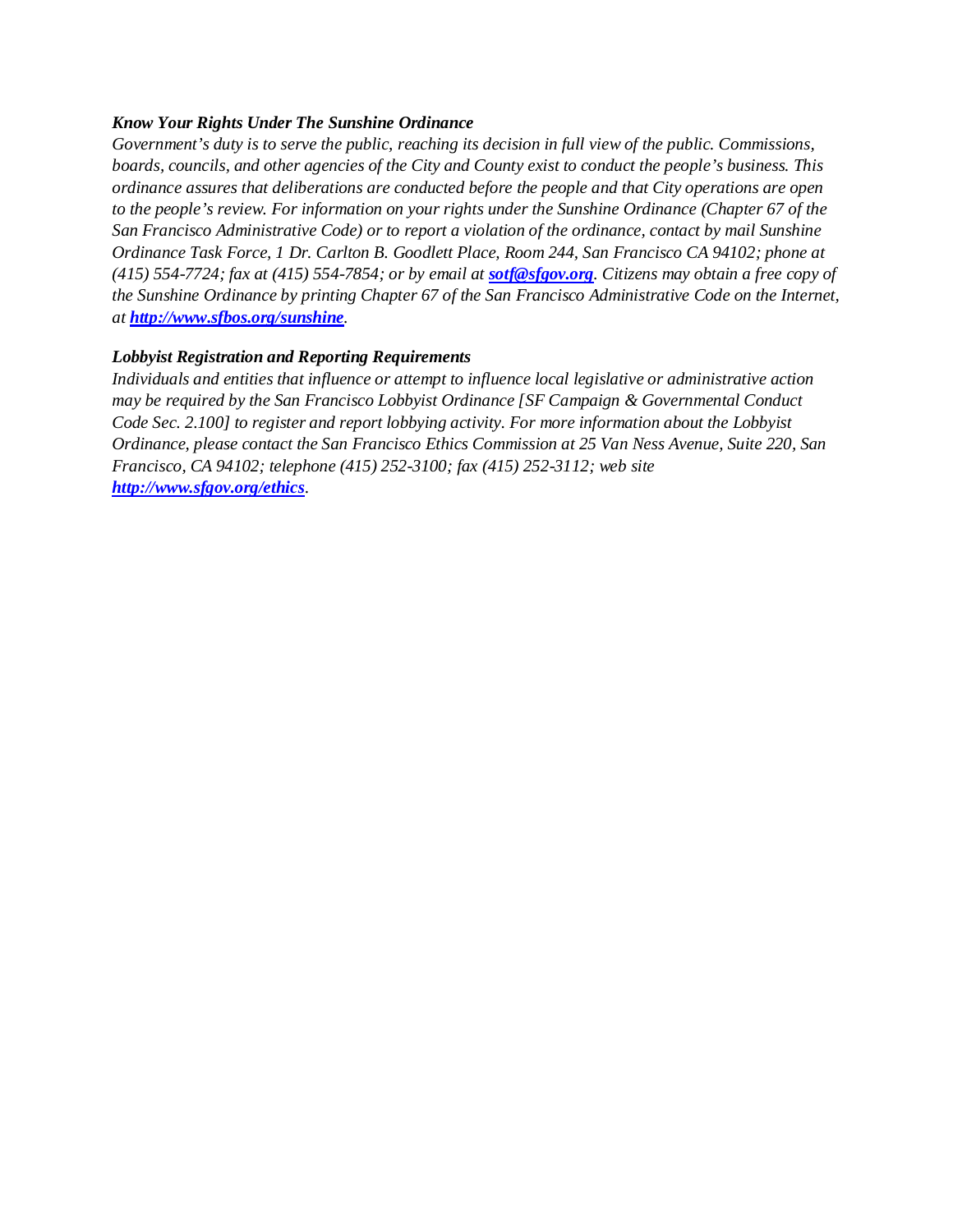***Know Your Rights Under The Sunshine Ordinance***

*Government's duty is to serve the public, reaching its decision in full view of the public. Commissions, boards, councils, and other agencies of the City and County exist to conduct the people's business. This ordinance assures that deliberations are conducted before the people and that City operations are open to the people's review. For information on your rights under the Sunshine Ordinance (Chapter 67 of the San Francisco Administrative Code) or to report a violation of the ordinance, contact by mail Sunshine Ordinance Task Force, 1 Dr. Carlton B. Goodlett Place, Room 244, San Francisco CA 94102; phone at (415) 554-7724; fax at (415) 554-7854; or by email at* ***sotf@sfgov.org****. Citizens may obtain a free copy of the Sunshine Ordinance by printing Chapter 67 of the San Francisco Administrative Code on the Internet, at* ***http://www.sfbos.org/sunshine****.*

***Lobbyist Registration and Reporting Requirements***

*Individuals and entities that influence or attempt to influence local legislative or administrative action may be required by the San Francisco Lobbyist Ordinance [SF Campaign & Governmental Conduct Code Sec. 2.100] to register and report lobbying activity. For more information about the Lobbyist Ordinance, please contact the San Francisco Ethics Commission at 25 Van Ness Avenue, Suite 220, San Francisco, CA 94102; telephone (415) 252-3100; fax (415) 252-3112; web site* ***http://www.sfgov.org/ethics****.*